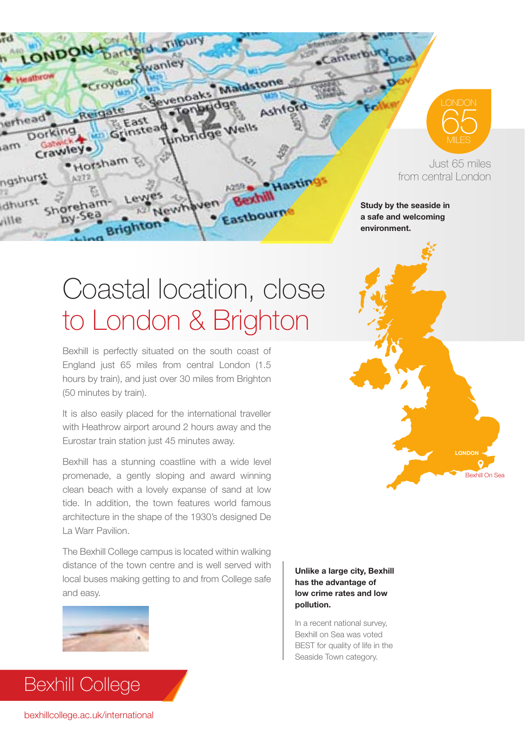LONDON
65
MILES

Just 65 miles from central London

**Study by the seaside in a safe and welcoming environment.**

# Coastal location, close to London & Brighton

Bexhill is perfectly situated on the south coast of England just 65 miles from central London (1.5 hours by train), and just over 30 miles from Brighton (50 minutes by train).

It is also easily placed for the international traveller with Heathrow airport around 2 hours away and the Eurostar train station just 45 minutes away.

Bexhill has a stunning coastline with a wide level promenade, a gently sloping and award winning clean beach with a lovely expanse of sand at low tide. In addition, the town features world famous architecture in the shape of the 1930's designed De La Warr Pavilion.

The Bexhill College campus is located within walking distance of the town centre and is well served with local buses making getting to and from College safe and easy.

LONDON

Bexhill On Sea

**Unlike a large city, Bexhill has the advantage of low crime rates and low pollution.**

In a recent national survey, Bexhill on Sea was voted BEST for quality of life in the Seaside Town category.

Bexhill College

bexhillcollege.ac.uk/international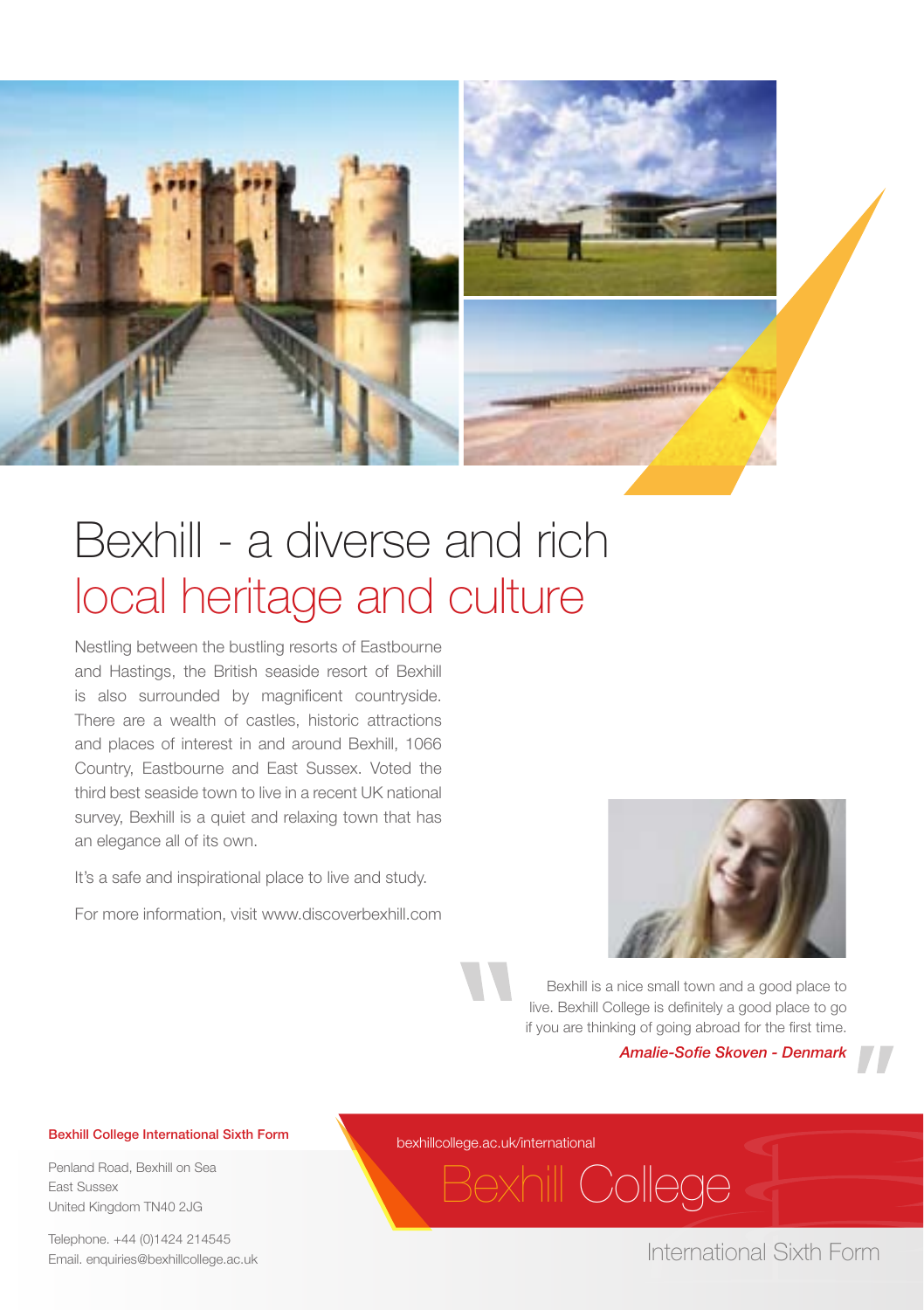# Bexhill - a diverse and rich local heritage and culture

Nestling between the bustling resorts of Eastbourne and Hastings, the British seaside resort of Bexhill is also surrounded by magnificent countryside. There are a wealth of castles, historic attractions and places of interest in and around Bexhill, 1066 Country, Eastbourne and East Sussex. Voted the third best seaside town to live in a recent UK national survey, Bexhill is a quiet and relaxing town that has an elegance all of its own.

It's a safe and inspirational place to live and study.

For more information, visit www.discoverbexhill.com

> "Bexhill is a nice small town and a good place to live. Bexhill College is definitely a good place to go if you are thinking of going abroad for the first time."
>
> ***Amalie-Sofie Skoven - Denmark***

**Bexhill College International Sixth Form**

Penland Road, Bexhill on Sea
East Sussex
United Kingdom TN40 2JG

Telephone. +44 (0)1424 214545
Email. enquiries@bexhillcollege.ac.uk

bexhillcollege.ac.uk/international

Bexhill College

International Sixth Form